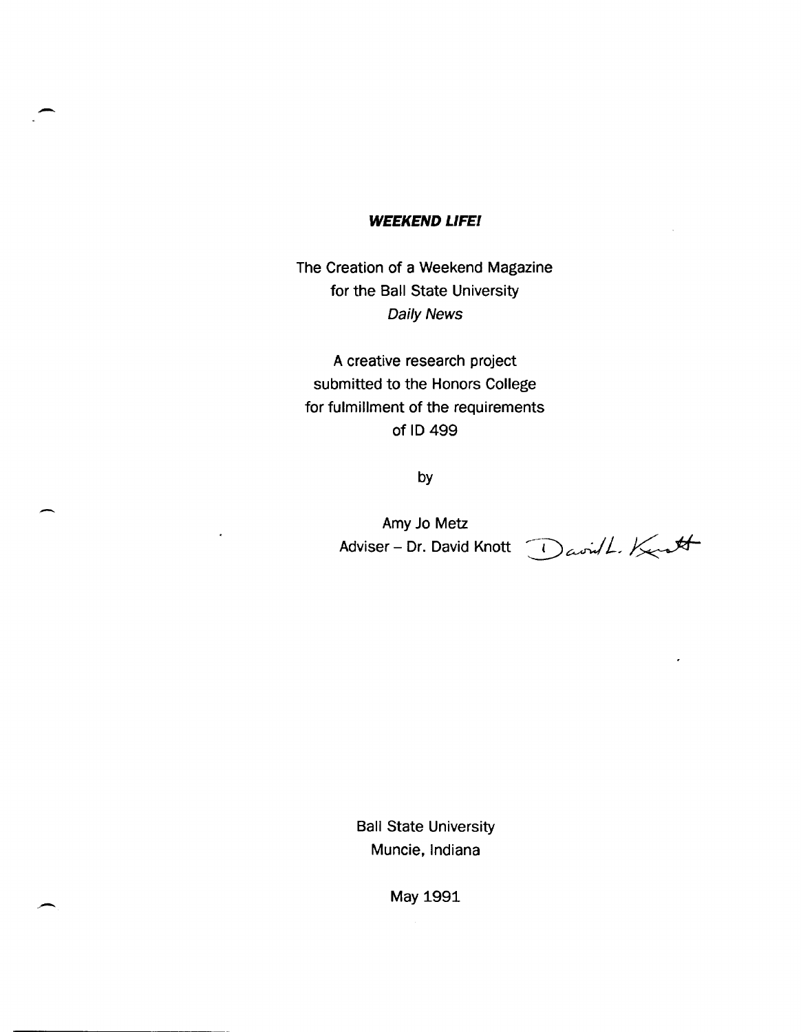***WEEKEND LIFE!***

The Creation of a Weekend Magazine
for the Ball State University
*Daily News*

A creative research project
submitted to the Honors College
for fulmillment of the requirements
of ID 499

by

Amy Jo Metz
Adviser – Dr. David Knott David L. Knott

Ball State University
Muncie, Indiana

May 1991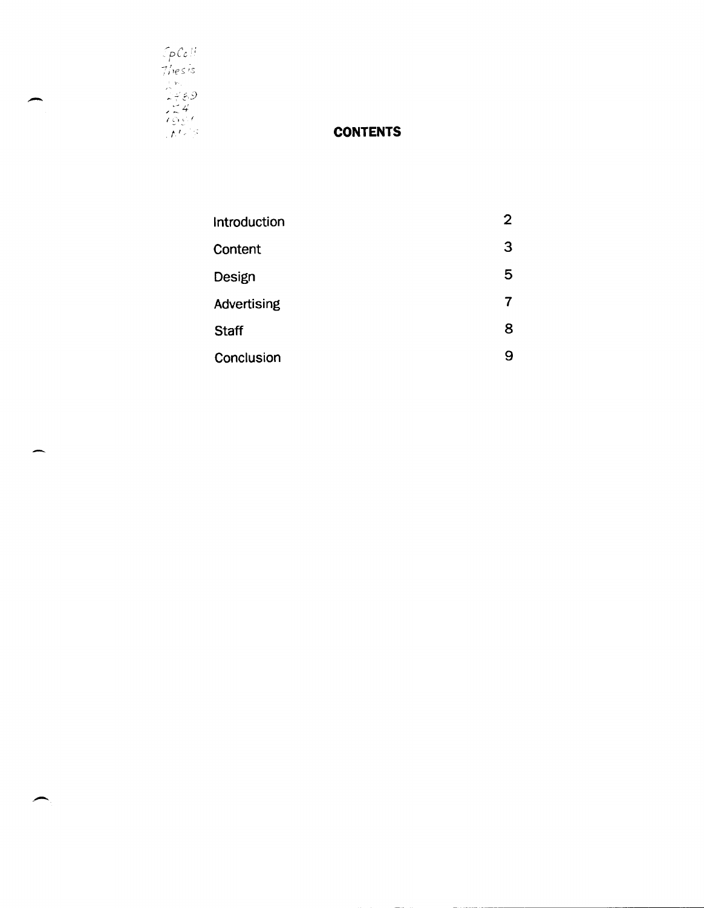SpColl
Thesis
LD
2489
.Z4
1991
.M45

# CONTENTS

| | |
|---|---|
| Introduction | 2 |
| Content | 3 |
| Design | 5 |
| Advertising | 7 |
| Staff | 8 |
| Conclusion | 9 |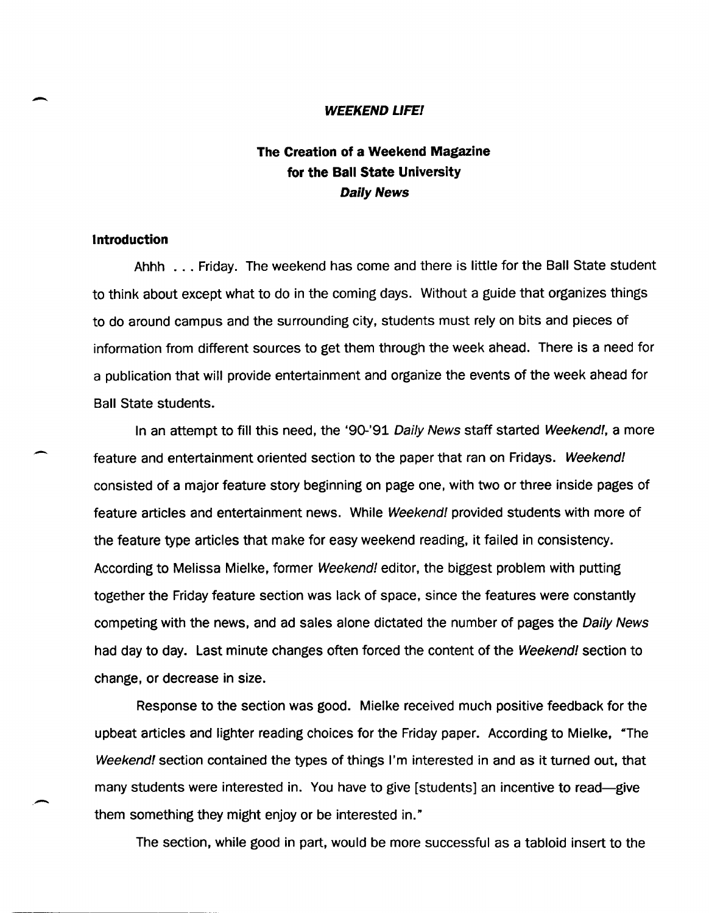**_WEEKEND LIFE!_**

# The Creation of a Weekend Magazine for the Ball State University *Daily News*

## Introduction

Ahhh . . . Friday. The weekend has come and there is little for the Ball State student to think about except what to do in the coming days. Without a guide that organizes things to do around campus and the surrounding city, students must rely on bits and pieces of information from different sources to get them through the week ahead. There is a need for a publication that will provide entertainment and organize the events of the week ahead for Ball State students.

In an attempt to fill this need, the '90-'91 *Daily News* staff started *Weekend!*, a more feature and entertainment oriented section to the paper that ran on Fridays. *Weekend!* consisted of a major feature story beginning on page one, with two or three inside pages of feature articles and entertainment news. While *Weekend!* provided students with more of the feature type articles that make for easy weekend reading, it failed in consistency. According to Melissa Mielke, former *Weekend!* editor, the biggest problem with putting together the Friday feature section was lack of space, since the features were constantly competing with the news, and ad sales alone dictated the number of pages the *Daily News* had day to day. Last minute changes often forced the content of the *Weekend!* section to change, or decrease in size.

Response to the section was good. Mielke received much positive feedback for the upbeat articles and lighter reading choices for the Friday paper. According to Mielke, "The *Weekend!* section contained the types of things I'm interested in and as it turned out, that many students were interested in. You have to give [students] an incentive to read—give them something they might enjoy or be interested in."

The section, while good in part, would be more successful as a tabloid insert to the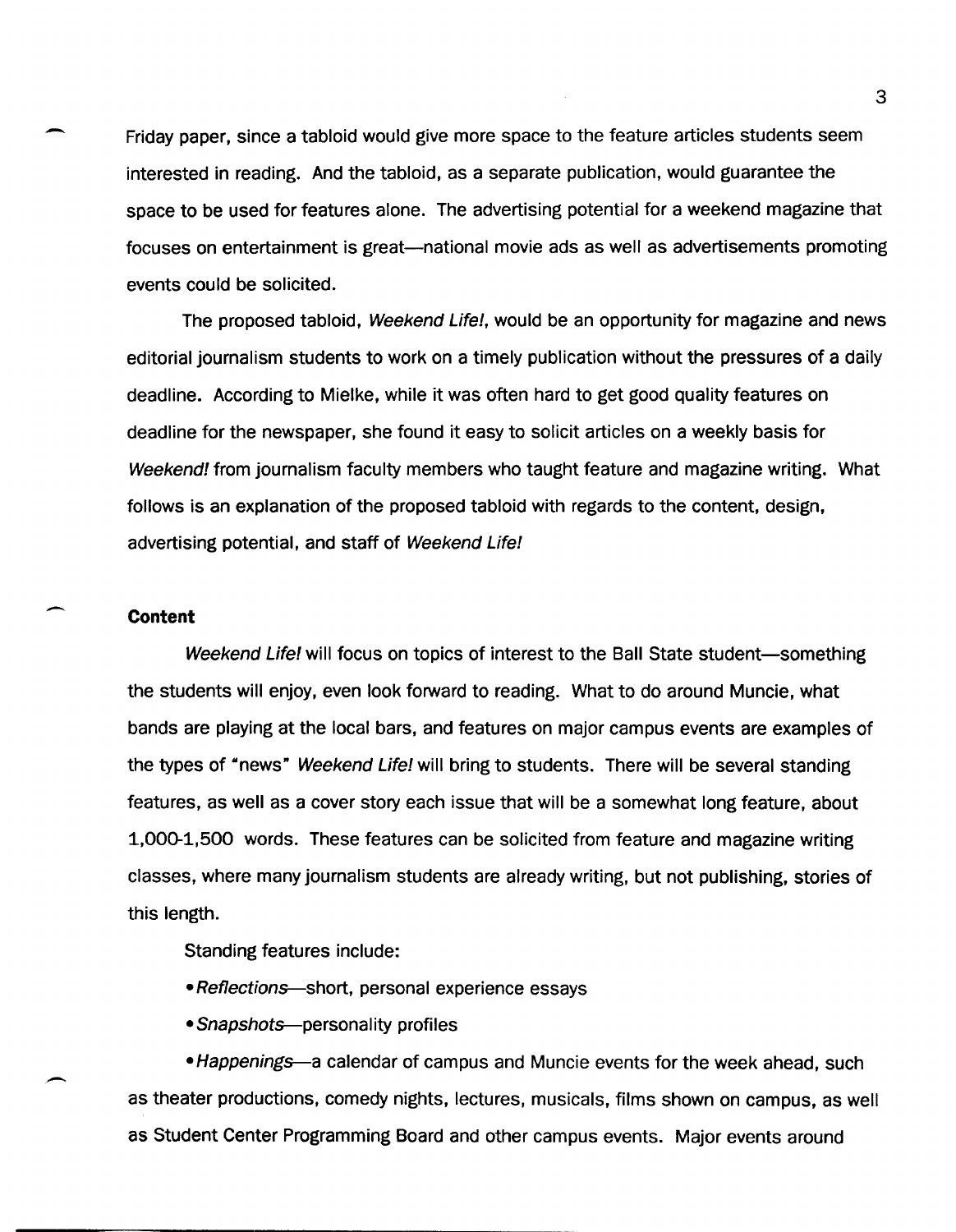Friday paper, since a tabloid would give more space to the feature articles students seem interested in reading. And the tabloid, as a separate publication, would guarantee the space to be used for features alone. The advertising potential for a weekend magazine that focuses on entertainment is great—national movie ads as well as advertisements promoting events could be solicited.

The proposed tabloid, *Weekend Life!*, would be an opportunity for magazine and news editorial journalism students to work on a timely publication without the pressures of a daily deadline. According to Mielke, while it was often hard to get good quality features on deadline for the newspaper, she found it easy to solicit articles on a weekly basis for *Weekend!* from journalism faculty members who taught feature and magazine writing. What follows is an explanation of the proposed tabloid with regards to the content, design, advertising potential, and staff of *Weekend Life!*

**Content**

*Weekend Life!* will focus on topics of interest to the Ball State student—something the students will enjoy, even look forward to reading. What to do around Muncie, what bands are playing at the local bars, and features on major campus events are examples of the types of "news" *Weekend Life!* will bring to students. There will be several standing features, as well as a cover story each issue that will be a somewhat long feature, about 1,000-1,500 words. These features can be solicited from feature and magazine writing classes, where many journalism students are already writing, but not publishing, stories of this length.

Standing features include:

- *Reflections*—short, personal experience essays
- *Snapshots*—personality profiles
- *Happenings*—a calendar of campus and Muncie events for the week ahead, such as theater productions, comedy nights, lectures, musicals, films shown on campus, as well as Student Center Programming Board and other campus events. Major events around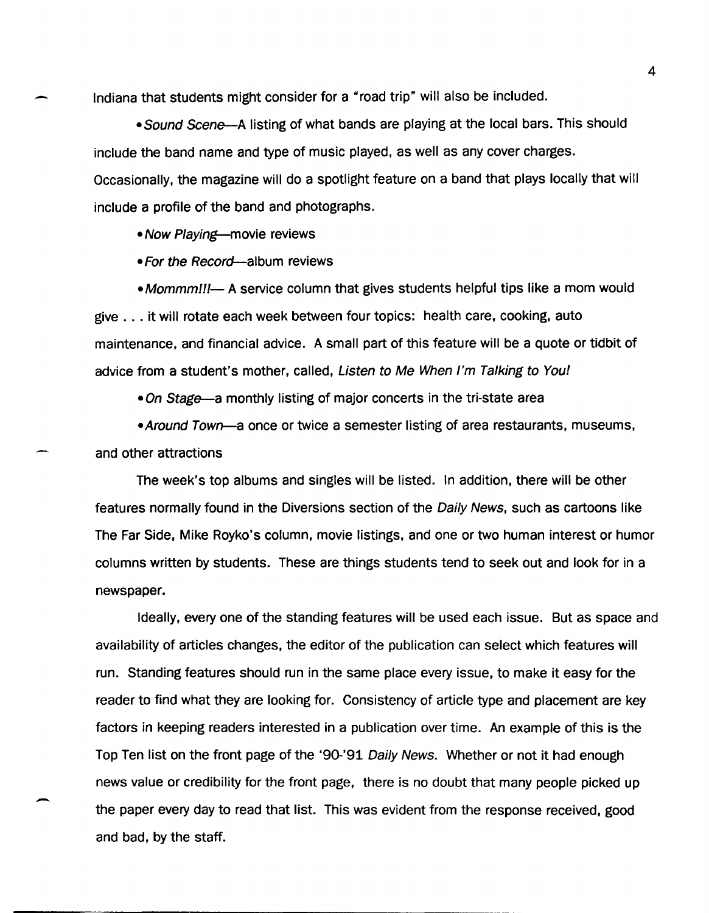Indiana that students might consider for a "road trip" will also be included.

- *Sound Scene*—A listing of what bands are playing at the local bars. This should include the band name and type of music played, as well as any cover charges. Occasionally, the magazine will do a spotlight feature on a band that plays locally that will include a profile of the band and photographs.
- *Now Playing*—movie reviews
- *For the Record*—album reviews
- *Mommm!!!*— A service column that gives students helpful tips like a mom would give . . . it will rotate each week between four topics: health care, cooking, auto maintenance, and financial advice. A small part of this feature will be a quote or tidbit of advice from a student's mother, called, *Listen to Me When I'm Talking to You!*
- *On Stage*—a monthly listing of major concerts in the tri-state area
- *Around Town*—a once or twice a semester listing of area restaurants, museums, and other attractions

The week's top albums and singles will be listed. In addition, there will be other features normally found in the Diversions section of the *Daily News*, such as cartoons like The Far Side, Mike Royko's column, movie listings, and one or two human interest or humor columns written by students. These are things students tend to seek out and look for in a newspaper.

Ideally, every one of the standing features will be used each issue. But as space and availability of articles changes, the editor of the publication can select which features will run. Standing features should run in the same place every issue, to make it easy for the reader to find what they are looking for. Consistency of article type and placement are key factors in keeping readers interested in a publication over time. An example of this is the Top Ten list on the front page of the '90-'91 *Daily News*. Whether or not it had enough news value or credibility for the front page, there is no doubt that many people picked up the paper every day to read that list. This was evident from the response received, good and bad, by the staff.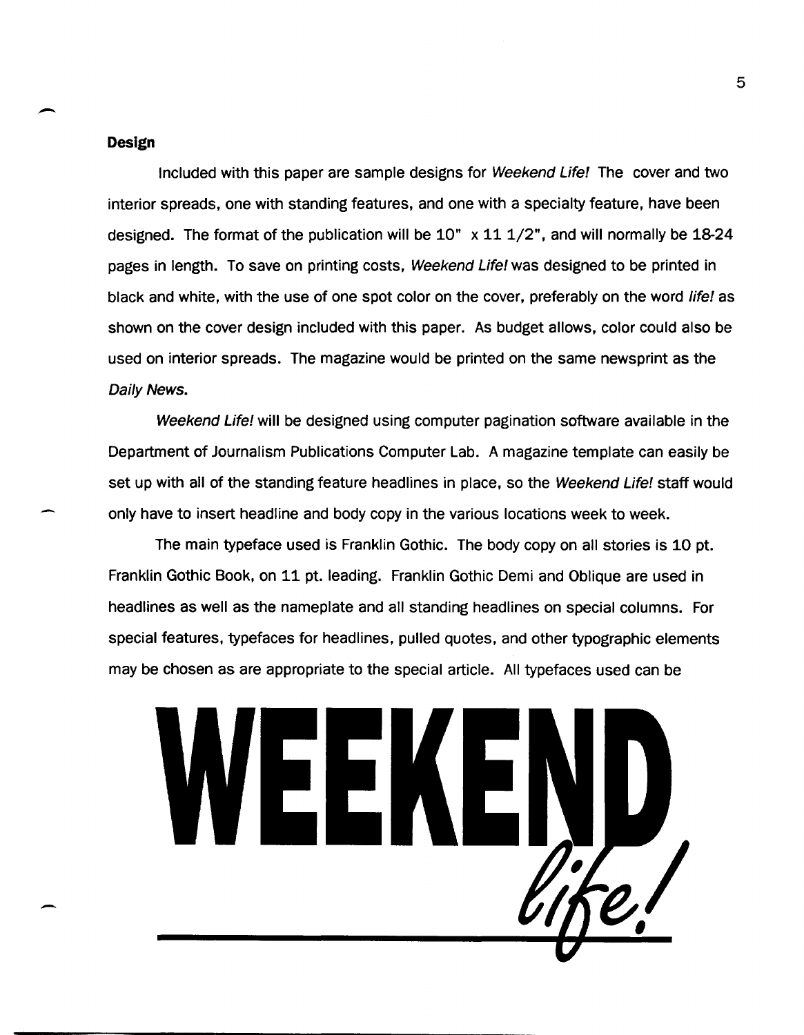## Design

Included with this paper are sample designs for *Weekend Life!* The cover and two interior spreads, one with standing features, and one with a specialty feature, have been designed. The format of the publication will be 10" x 11 1/2", and will normally be 18-24 pages in length. To save on printing costs, *Weekend Life!* was designed to be printed in black and white, with the use of one spot color on the cover, preferably on the word *life!* as shown on the cover design included with this paper. As budget allows, color could also be used on interior spreads. The magazine would be printed on the same newsprint as the *Daily News.*

*Weekend Life!* will be designed using computer pagination software available in the Department of Journalism Publications Computer Lab. A magazine template can easily be set up with all of the standing feature headlines in place, so the *Weekend Life!* staff would only have to insert headline and body copy in the various locations week to week.

The main typeface used is Franklin Gothic. The body copy on all stories is 10 pt. Franklin Gothic Book, on 11 pt. leading. Franklin Gothic Demi and Oblique are used in headlines as well as the nameplate and all standing headlines on special columns. For special features, typefaces for headlines, pulled quotes, and other typographic elements may be chosen as are appropriate to the special article. All typefaces used can be

**WEEKEND** *life!*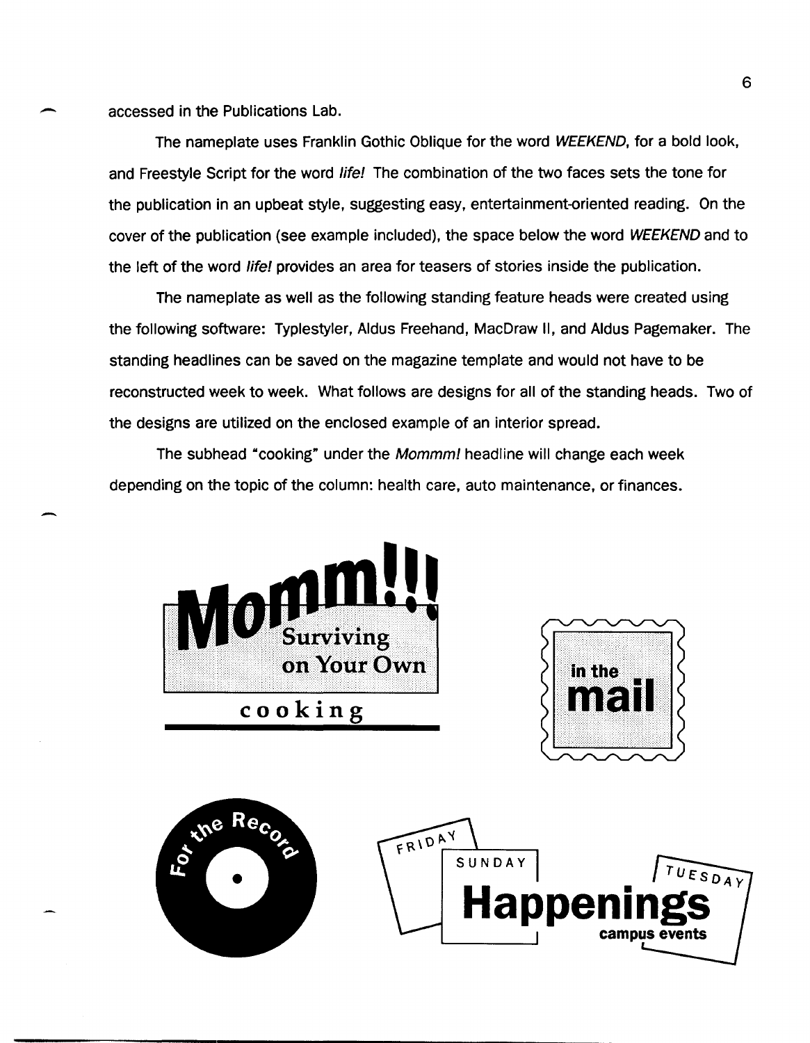accessed in the Publications Lab.

The nameplate uses Franklin Gothic Oblique for the word *WEEKEND*, for a bold look, and Freestyle Script for the word *life!* The combination of the two faces sets the tone for the publication in an upbeat style, suggesting easy, entertainment-oriented reading. On the cover of the publication (see example included), the space below the word *WEEKEND* and to the left of the word *life!* provides an area for teasers of stories inside the publication.

The nameplate as well as the following standing feature heads were created using the following software: Typlestyler, Aldus Freehand, MacDraw II, and Aldus Pagemaker. The standing headlines can be saved on the magazine template and would not have to be reconstructed week to week. What follows are designs for all of the standing heads. Two of the designs are utilized on the enclosed example of an interior spread.

The subhead "cooking" under the *Mommm!* headline will change each week depending on the topic of the column: health care, auto maintenance, or finances.

**Momm!!!**
Surviving on Your Own
**cooking**

in the
**mail**

For the Record

FRIDAY
SUNDAY
TUESDAY
**Happenings**
campus events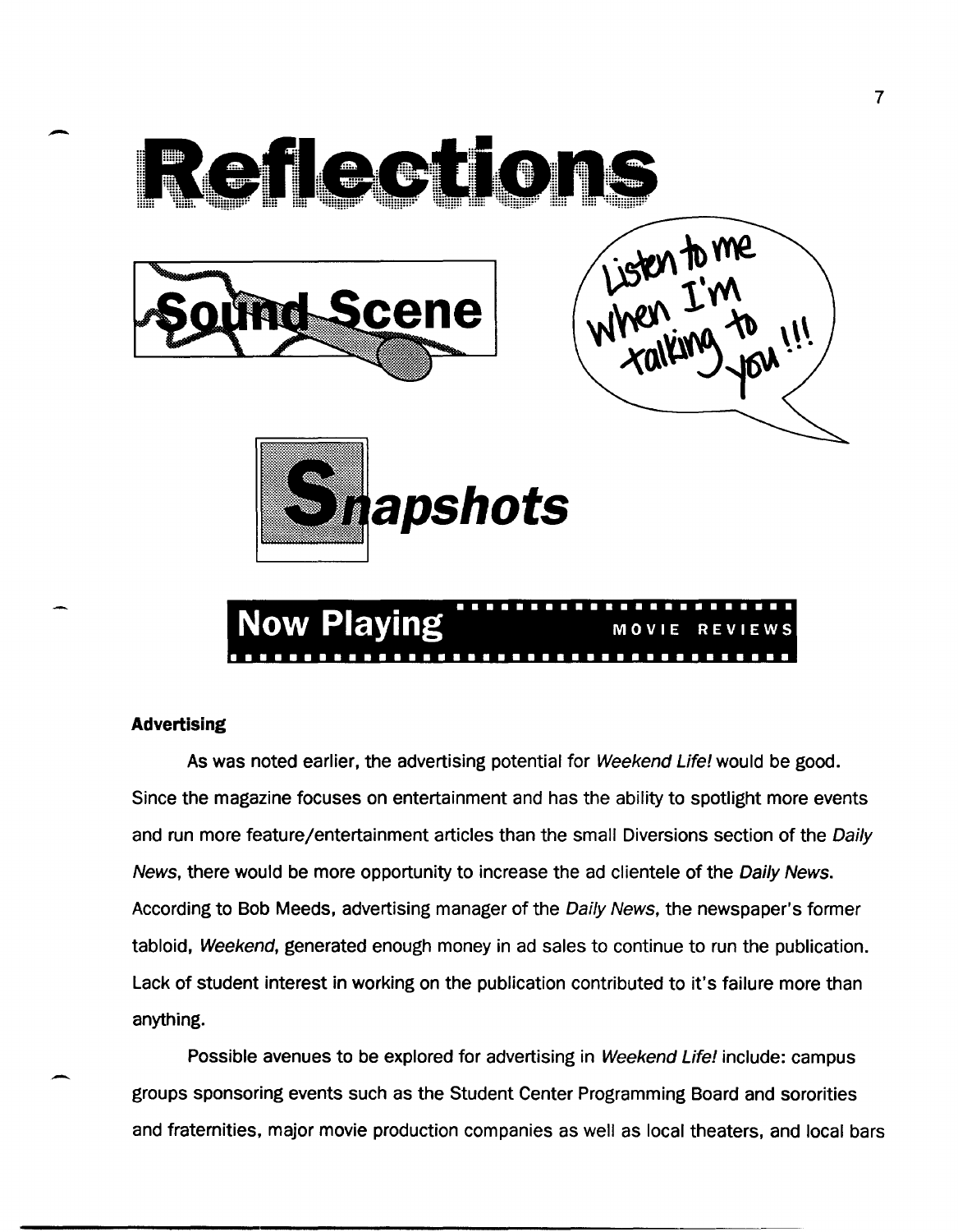# Reflections

Sound Scene

Listen to me when I'm talking to you!!!

Snapshots

Now Playing MOVIE REVIEWS

**Advertising**

As was noted earlier, the advertising potential for *Weekend Life!* would be good. Since the magazine focuses on entertainment and has the ability to spotlight more events and run more feature/entertainment articles than the small Diversions section of the *Daily News*, there would be more opportunity to increase the ad clientele of the *Daily News*. According to Bob Meeds, advertising manager of the *Daily News*, the newspaper's former tabloid, *Weekend*, generated enough money in ad sales to continue to run the publication. Lack of student interest in working on the publication contributed to it's failure more than anything.

Possible avenues to be explored for advertising in *Weekend Life!* include: campus groups sponsoring events such as the Student Center Programming Board and sororities and fraternities, major movie production companies as well as local theaters, and local bars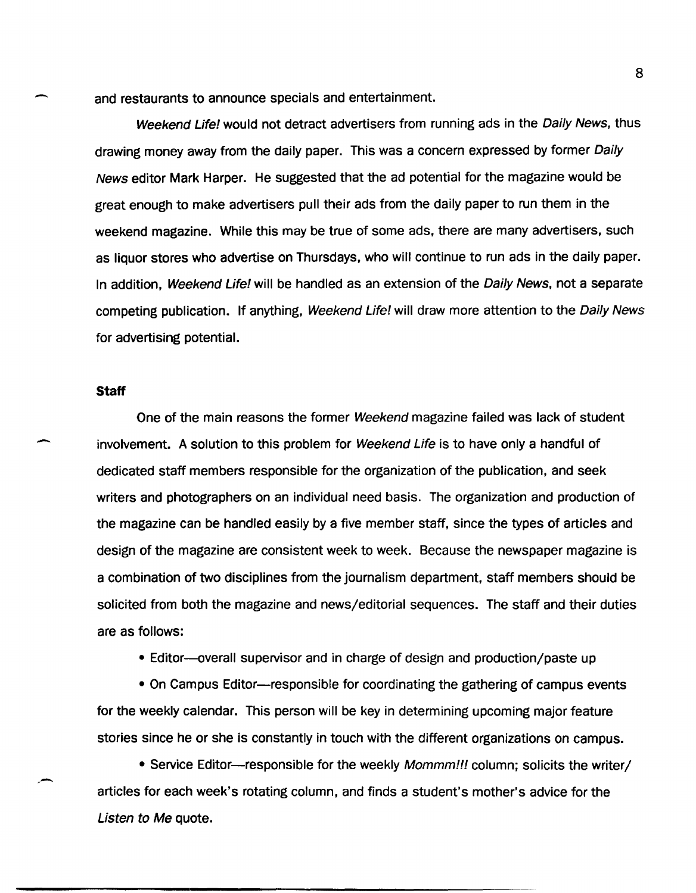and restaurants to announce specials and entertainment.

*Weekend Life!* would not detract advertisers from running ads in the *Daily News*, thus drawing money away from the daily paper. This was a concern expressed by former *Daily News* editor Mark Harper. He suggested that the ad potential for the magazine would be great enough to make advertisers pull their ads from the daily paper to run them in the weekend magazine. While this may be true of some ads, there are many advertisers, such as liquor stores who advertise on Thursdays, who will continue to run ads in the daily paper. In addition, *Weekend Life!* will be handled as an extension of the *Daily News*, not a separate competing publication. If anything, *Weekend Life!* will draw more attention to the *Daily News* for advertising potential.

**Staff**

One of the main reasons the former *Weekend* magazine failed was lack of student involvement. A solution to this problem for *Weekend Life* is to have only a handful of dedicated staff members responsible for the organization of the publication, and seek writers and photographers on an individual need basis. The organization and production of the magazine can be handled easily by a five member staff, since the types of articles and design of the magazine are consistent week to week. Because the newspaper magazine is a combination of two disciplines from the journalism department, staff members should be solicited from both the magazine and news/editorial sequences. The staff and their duties are as follows:

- Editor—overall supervisor and in charge of design and production/paste up
- On Campus Editor—responsible for coordinating the gathering of campus events for the weekly calendar. This person will be key in determining upcoming major feature stories since he or she is constantly in touch with the different organizations on campus.
- Service Editor—responsible for the weekly *Mommm!!!* column; solicits the writer/articles for each week's rotating column, and finds a student's mother's advice for the *Listen to Me* quote.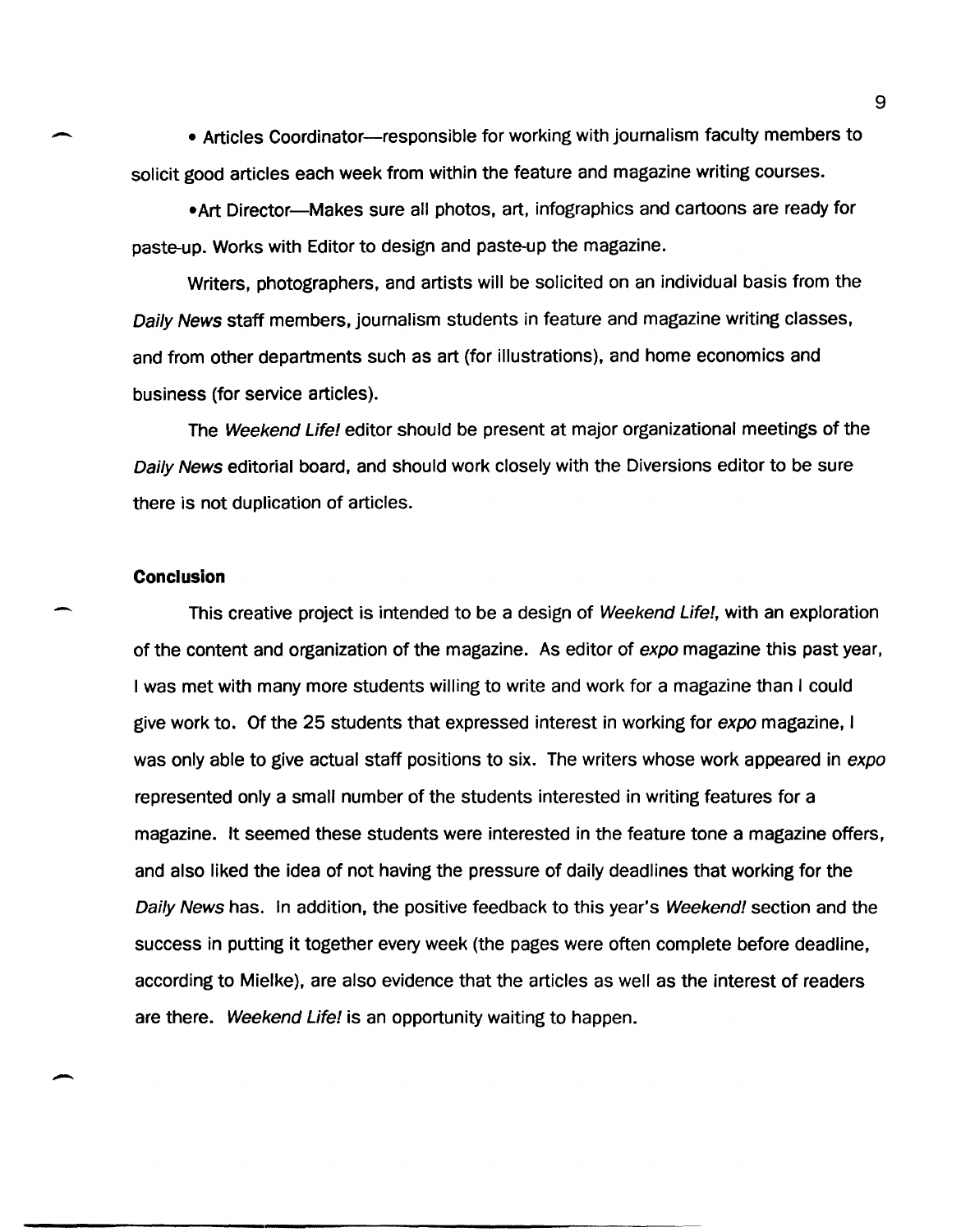- Articles Coordinator—responsible for working with journalism faculty members to solicit good articles each week from within the feature and magazine writing courses.
- Art Director—Makes sure all photos, art, infographics and cartoons are ready for paste-up. Works with Editor to design and paste-up the magazine.

Writers, photographers, and artists will be solicited on an individual basis from the *Daily News* staff members, journalism students in feature and magazine writing classes, and from other departments such as art (for illustrations), and home economics and business (for service articles).

The *Weekend Life!* editor should be present at major organizational meetings of the *Daily News* editorial board, and should work closely with the Diversions editor to be sure there is not duplication of articles.

**Conclusion**

This creative project is intended to be a design of *Weekend Life!*, with an exploration of the content and organization of the magazine. As editor of *expo* magazine this past year, I was met with many more students willing to write and work for a magazine than I could give work to. Of the 25 students that expressed interest in working for *expo* magazine, I was only able to give actual staff positions to six. The writers whose work appeared in *expo* represented only a small number of the students interested in writing features for a magazine. It seemed these students were interested in the feature tone a magazine offers, and also liked the idea of not having the pressure of daily deadlines that working for the *Daily News* has. In addition, the positive feedback to this year's *Weekend!* section and the success in putting it together every week (the pages were often complete before deadline, according to Mielke), are also evidence that the articles as well as the interest of readers are there. *Weekend Life!* is an opportunity waiting to happen.